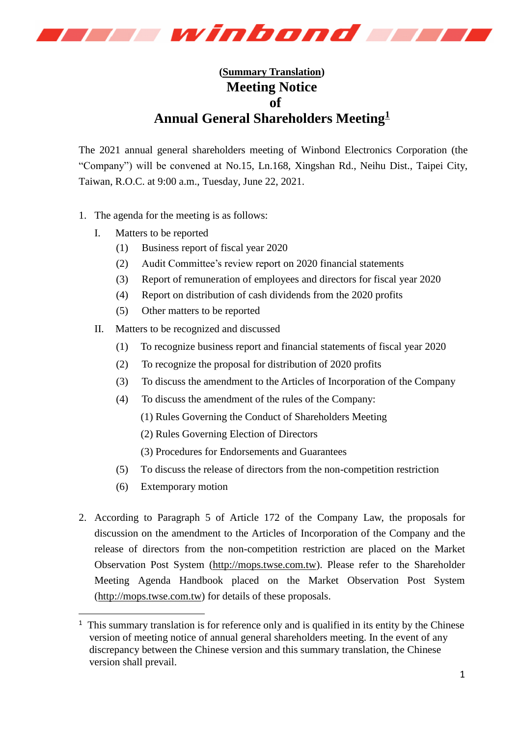**(Summary Translation)**

# Meeting Notice of Annual General Shareholders Meeting[1]

The 2021 annual general shareholders meeting of Winbond Electronics Corporation (the "Company") will be convened at No.15, Ln.168, Xingshan Rd., Neihu Dist., Taipei City, Taiwan, R.O.C. at 9:00 a.m., Tuesday, June 22, 2021.

1. The agenda for the meeting is as follows:
   - I. Matters to be reported
     - (1) Business report of fiscal year 2020
     - (2) Audit Committee's review report on 2020 financial statements
     - (3) Report of remuneration of employees and directors for fiscal year 2020
     - (4) Report on distribution of cash dividends from the 2020 profits
     - (5) Other matters to be reported
   - II. Matters to be recognized and discussed
     - (1) To recognize business report and financial statements of fiscal year 2020
     - (2) To recognize the proposal for distribution of 2020 profits
     - (3) To discuss the amendment to the Articles of Incorporation of the Company
     - (4) To discuss the amendment of the rules of the Company:
       - (1) Rules Governing the Conduct of Shareholders Meeting
       - (2) Rules Governing Election of Directors
       - (3) Procedures for Endorsements and Guarantees
     - (5) To discuss the release of directors from the non-competition restriction
     - (6) Extemporary motion

2. According to Paragraph 5 of Article 172 of the Company Law, the proposals for discussion on the amendment to the Articles of Incorporation of the Company and the release of directors from the non-competition restriction are placed on the Market Observation Post System (http://mops.twse.com.tw). Please refer to the Shareholder Meeting Agenda Handbook placed on the Market Observation Post System (http://mops.twse.com.tw) for details of these proposals.

---

[1] This summary translation is for reference only and is qualified in its entity by the Chinese version of meeting notice of annual general shareholders meeting. In the event of any discrepancy between the Chinese version and this summary translation, the Chinese version shall prevail.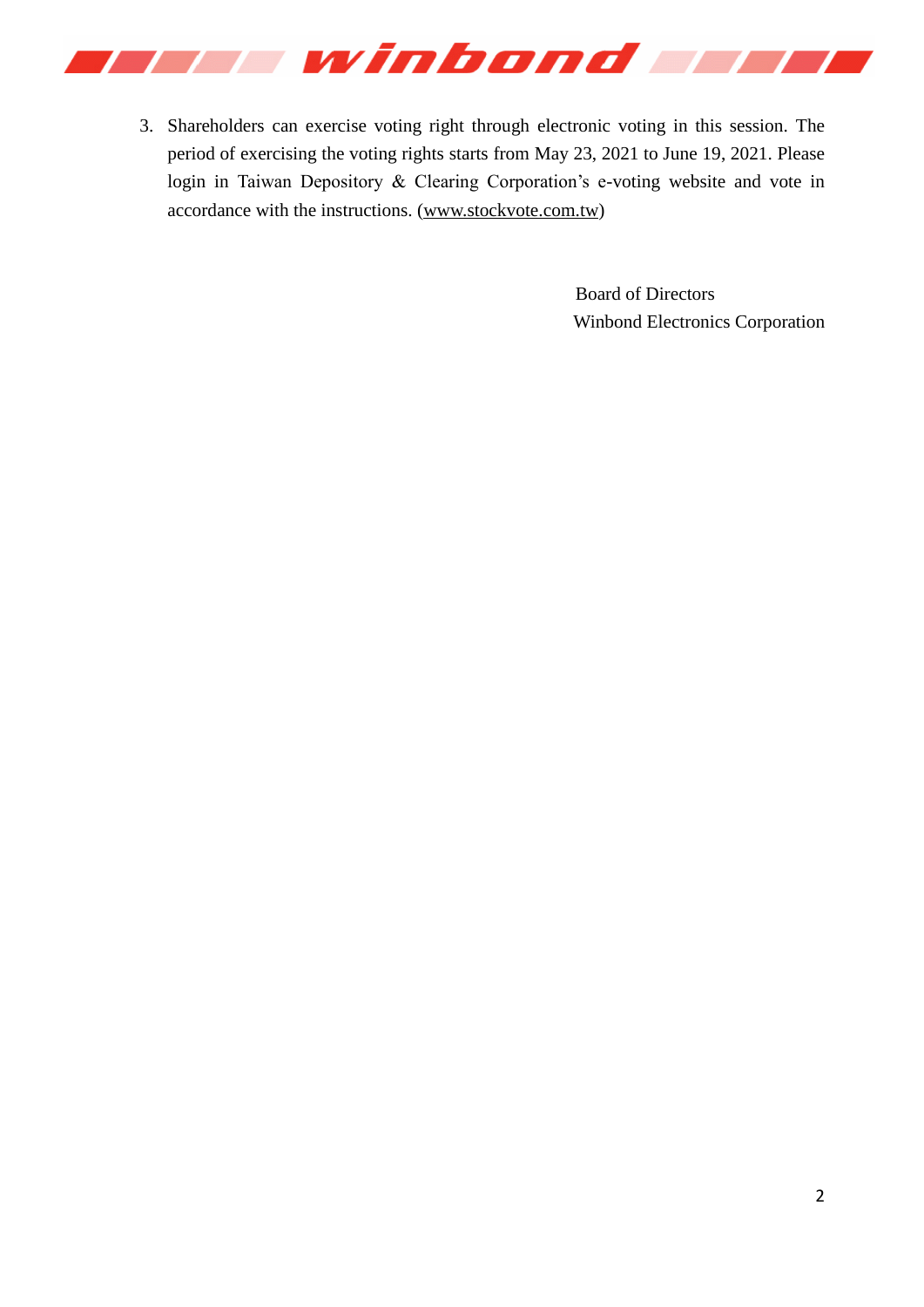3. Shareholders can exercise voting right through electronic voting in this session. The period of exercising the voting rights starts from May 23, 2021 to June 19, 2021. Please login in Taiwan Depository & Clearing Corporation's e-voting website and vote in accordance with the instructions. (www.stockvote.com.tw)

Board of Directors

Winbond Electronics Corporation